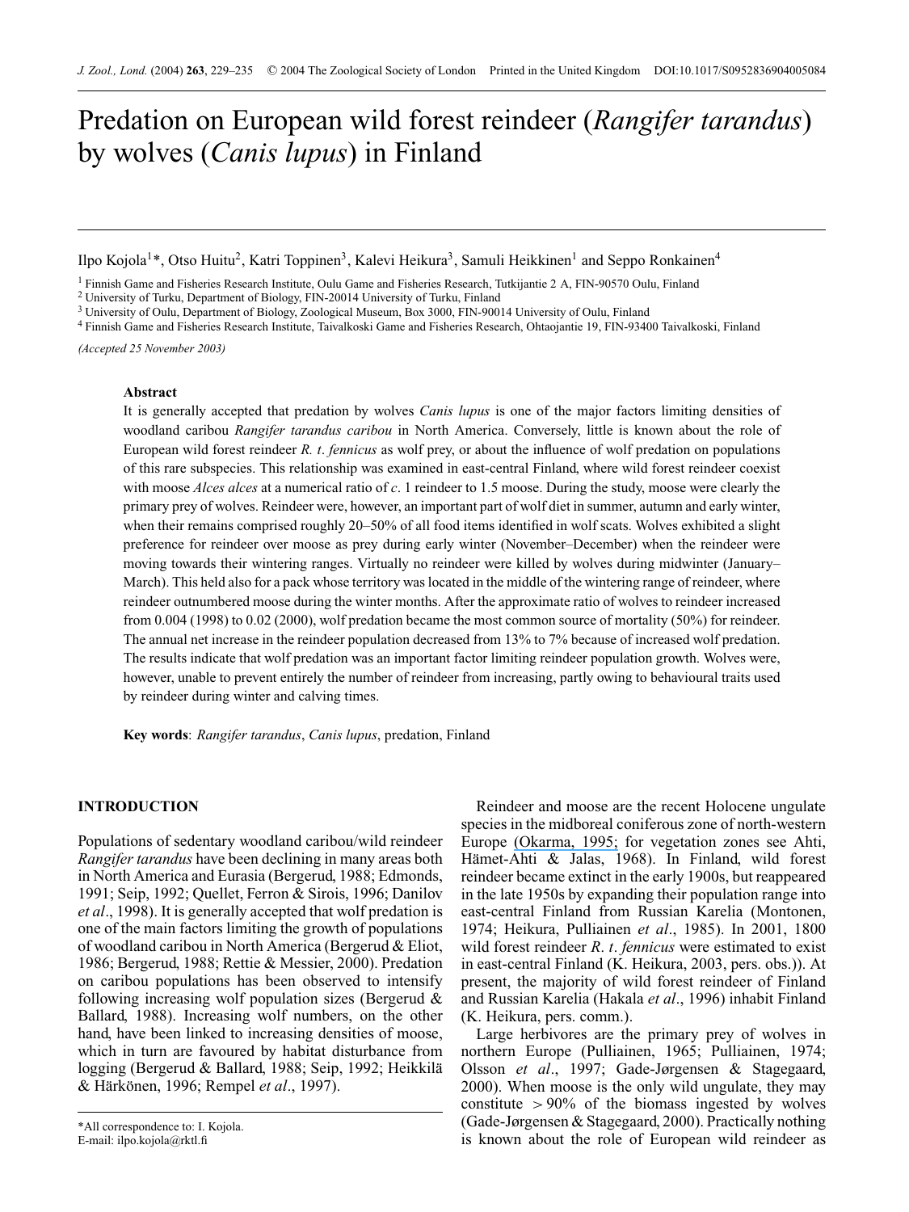# Predation on European wild forest reindeer (*Rangifer tarandus*) by wolves (*Canis lupus*) in Finland

Ilpo Kojola[1]*, Otso Huitu[2], Katri Toppinen[3], Kalevi Heikura[3], Samuli Heikkinen[1] and Seppo Ronkainen[4]

[1] Finnish Game and Fisheries Research Institute, Oulu Game and Fisheries Research, Tutkijantie 2 A, FIN-90570 Oulu, Finland
[2] University of Turku, Department of Biology, FIN-20014 University of Turku, Finland
[3] University of Oulu, Department of Biology, Zoological Museum, Box 3000, FIN-90014 University of Oulu, Finland
[4] Finnish Game and Fisheries Research Institute, Taivalkoski Game and Fisheries Research, Ohtaojantie 19, FIN-93400 Taivalkoski, Finland

*(Accepted 25 November 2003)*

### Abstract

It is generally accepted that predation by wolves *Canis lupus* is one of the major factors limiting densities of woodland caribou *Rangifer tarandus caribou* in North America. Conversely, little is known about the role of European wild forest reindeer *R. t. fennicus* as wolf prey, or about the influence of wolf predation on populations of this rare subspecies. This relationship was examined in east-central Finland, where wild forest reindeer coexist with moose *Alces alces* at a numerical ratio of *c*. 1 reindeer to 1.5 moose. During the study, moose were clearly the primary prey of wolves. Reindeer were, however, an important part of wolf diet in summer, autumn and early winter, when their remains comprised roughly 20–50% of all food items identified in wolf scats. Wolves exhibited a slight preference for reindeer over moose as prey during early winter (November–December) when the reindeer were moving towards their wintering ranges. Virtually no reindeer were killed by wolves during midwinter (January–March). This held also for a pack whose territory was located in the middle of the wintering range of reindeer, where reindeer outnumbered moose during the winter months. After the approximate ratio of wolves to reindeer increased from 0.004 (1998) to 0.02 (2000), wolf predation became the most common source of mortality (50%) for reindeer. The annual net increase in the reindeer population decreased from 13% to 7% because of increased wolf predation. The results indicate that wolf predation was an important factor limiting reindeer population growth. Wolves were, however, unable to prevent entirely the number of reindeer from increasing, partly owing to behavioural traits used by reindeer during winter and calving times.

**Key words**: *Rangifer tarandus*, *Canis lupus*, predation, Finland

## INTRODUCTION

Populations of sedentary woodland caribou/wild reindeer *Rangifer tarandus* have been declining in many areas both in North America and Eurasia (Bergerud, 1988; Edmonds, 1991; Seip, 1992; Quellet, Ferron & Sirois, 1996; Danilov *et al*., 1998). It is generally accepted that wolf predation is one of the main factors limiting the growth of populations of woodland caribou in North America (Bergerud & Eliot, 1986; Bergerud, 1988; Rettie & Messier, 2000). Predation on caribou populations has been observed to intensify following increasing wolf population sizes (Bergerud & Ballard, 1988). Increasing wolf numbers, on the other hand, have been linked to increasing densities of moose, which in turn are favoured by habitat disturbance from logging (Bergerud & Ballard, 1988; Seip, 1992; Heikkilä & Härkönen, 1996; Rempel *et al*., 1997).

Reindeer and moose are the recent Holocene ungulate species in the midboreal coniferous zone of north-western Europe (Okarma, 1995; for vegetation zones see Ahti, Hämet-Ahti & Jalas, 1968). In Finland, wild forest reindeer became extinct in the early 1900s, but reappeared in the late 1950s by expanding their population range into east-central Finland from Russian Karelia (Montonen, 1974; Heikura, Pulliainen *et al*., 1985). In 2001, 1800 wild forest reindeer *R. t. fennicus* were estimated to exist in east-central Finland (K. Heikura, 2003, pers. obs.)). At present, the majority of wild forest reindeer of Finland and Russian Karelia (Hakala *et al*., 1996) inhabit Finland (K. Heikura, pers. comm.).

Large herbivores are the primary prey of wolves in northern Europe (Pulliainen, 1965; Pulliainen, 1974; Olsson *et al*., 1997; Gade-Jørgensen & Stagegaard, 2000). When moose is the only wild ungulate, they may constitute > 90% of the biomass ingested by wolves (Gade-Jørgensen & Stagegaard, 2000). Practically nothing is known about the role of European wild reindeer as

*All correspondence to: I. Kojola.
E-mail: ilpo.kojola@rktl.fi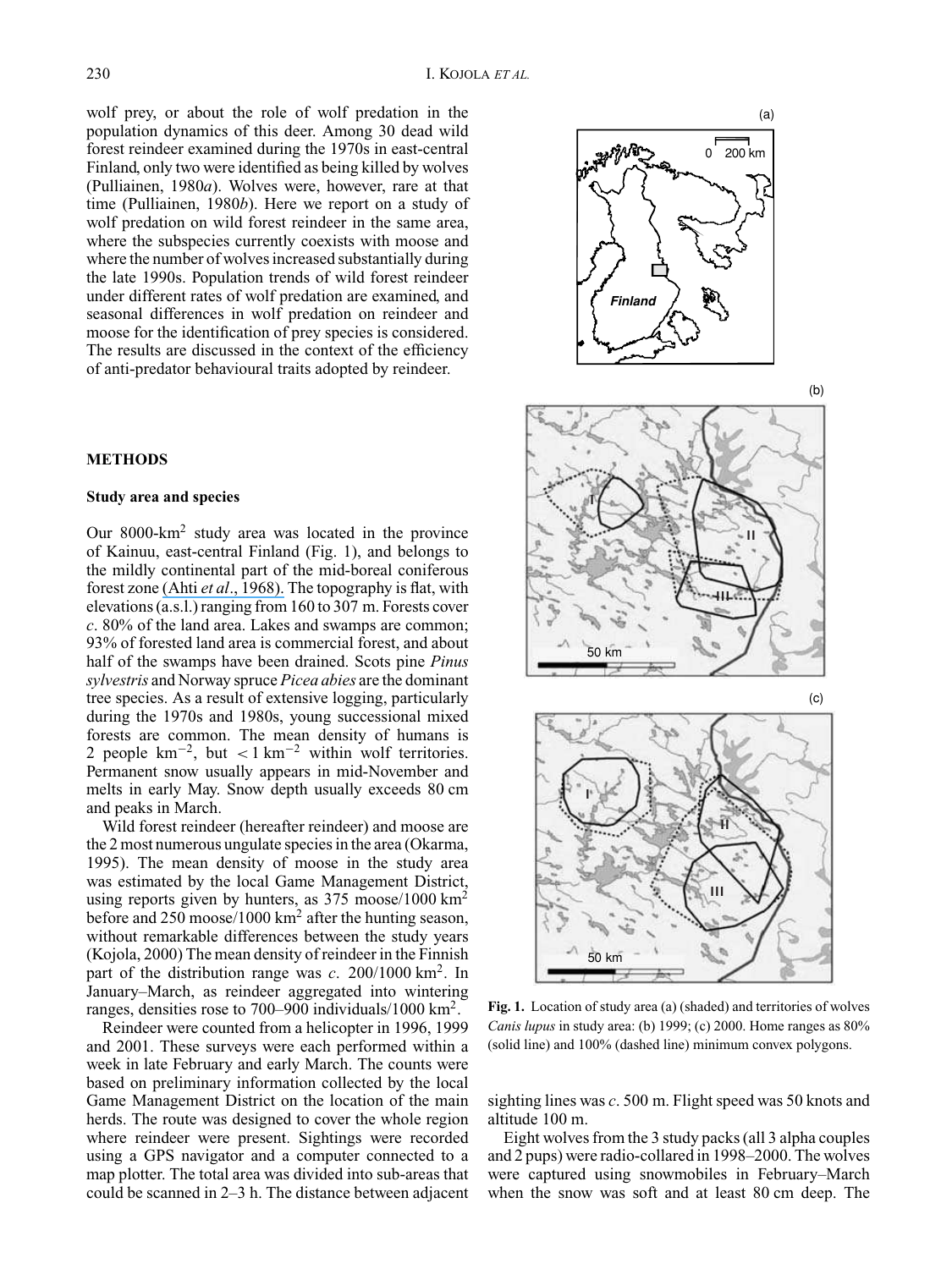wolf prey, or about the role of wolf predation in the population dynamics of this deer. Among 30 dead wild forest reindeer examined during the 1970s in east-central Finland, only two were identified as being killed by wolves (Pulliainen, 1980*a*). Wolves were, however, rare at that time (Pulliainen, 1980*b*). Here we report on a study of wolf predation on wild forest reindeer in the same area, where the subspecies currently coexists with moose and where the number of wolves increased substantially during the late 1990s. Population trends of wild forest reindeer under different rates of wolf predation are examined, and seasonal differences in wolf predation on reindeer and moose for the identification of prey species is considered. The results are discussed in the context of the efficiency of anti-predator behavioural traits adopted by reindeer.

## METHODS

### Study area and species

Our 8000-km$^2$ study area was located in the province of Kainuu, east-central Finland (Fig. 1), and belongs to the mildly continental part of the mid-boreal coniferous forest zone (Ahti *et al*., 1968). The topography is flat, with elevations (a.s.l.) ranging from 160 to 307 m. Forests cover *c*. 80% of the land area. Lakes and swamps are common; 93% of forested land area is commercial forest, and about half of the swamps have been drained. Scots pine *Pinus sylvestris* and Norway spruce *Picea abies* are the dominant tree species. As a result of extensive logging, particularly during the 1970s and 1980s, young successional mixed forests are common. The mean density of humans is 2 people km$^{-2}$, but $<1$ km$^{-2}$ within wolf territories. Permanent snow usually appears in mid-November and melts in early May. Snow depth usually exceeds 80 cm and peaks in March.

Wild forest reindeer (hereafter reindeer) and moose are the 2 most numerous ungulate species in the area (Okarma, 1995). The mean density of moose in the study area was estimated by the local Game Management District, using reports given by hunters, as 375 moose/1000 km$^2$ before and 250 moose/1000 km$^2$ after the hunting season, without remarkable differences between the study years (Kojola, 2000) The mean density of reindeer in the Finnish part of the distribution range was *c*. 200/1000 km$^2$. In January–March, as reindeer aggregated into wintering ranges, densities rose to 700–900 individuals/1000 km$^2$.

Reindeer were counted from a helicopter in 1996, 1999 and 2001. These surveys were each performed within a week in late February and early March. The counts were based on preliminary information collected by the local Game Management District on the location of the main herds. The route was designed to cover the whole region where reindeer were present. Sightings were recorded using a GPS navigator and a computer connected to a map plotter. The total area was divided into sub-areas that could be scanned in 2–3 h. The distance between adjacent sighting lines was *c*. 500 m. Flight speed was 50 knots and altitude 100 m.

**Fig. 1.** Location of study area (a) (shaded) and territories of wolves *Canis lupus* in study area: (b) 1999; (c) 2000. Home ranges as 80% (solid line) and 100% (dashed line) minimum convex polygons.

Eight wolves from the 3 study packs (all 3 alpha couples and 2 pups) were radio-collared in 1998–2000. The wolves were captured using snowmobiles in February–March when the snow was soft and at least 80 cm deep. The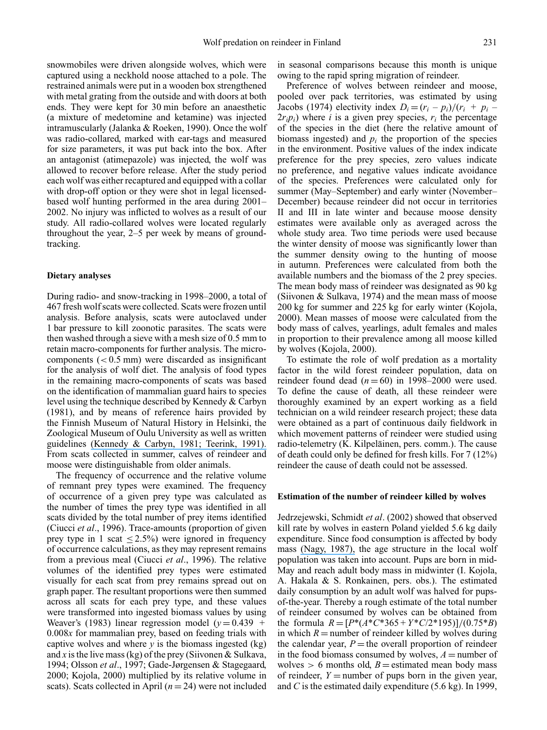snowmobiles were driven alongside wolves, which were captured using a neckhold noose attached to a pole. The restrained animals were put in a wooden box strengthened with metal grating from the outside and with doors at both ends. They were kept for 30 min before an anaesthetic (a mixture of medetomine and ketamine) was injected intramuscularly (Jalanka & Roeken, 1990). Once the wolf was radio-collared, marked with ear-tags and measured for size parameters, it was put back into the box. After an antagonist (atimepazole) was injected, the wolf was allowed to recover before release. After the study period each wolf was either recaptured and equipped with a collar with drop-off option or they were shot in legal licensed-based wolf hunting performed in the area during 2001–2002. No injury was inflicted to wolves as a result of our study. All radio-collared wolves were located regularly throughout the year, 2–5 per week by means of ground-tracking.

### Dietary analyses

During radio- and snow-tracking in 1998–2000, a total of 467 fresh wolf scats were collected. Scats were frozen until analysis. Before analysis, scats were autoclaved under 1 bar pressure to kill zoonotic parasites. The scats were then washed through a sieve with a mesh size of 0.5 mm to retain macro-components for further analysis. The micro-components ($<0.5$ mm) were discarded as insignificant for the analysis of wolf diet. The analysis of food types in the remaining macro-components of scats was based on the identification of mammalian guard hairs to species level using the technique described by Kennedy & Carbyn (1981), and by means of reference hairs provided by the Finnish Museum of Natural History in Helsinki, the Zoological Museum of Oulu University as well as written guidelines (Kennedy & Carbyn, 1981; Teerink, 1991). From scats collected in summer, calves of reindeer and moose were distinguishable from older animals.

The frequency of occurrence and the relative volume of remnant prey types were examined. The frequency of occurrence of a given prey type was calculated as the number of times the prey type was identified in all scats divided by the total number of prey items identified (Ciucci *et al*., 1996). Trace-amounts (proportion of given prey type in 1 scat $\leq 2.5\%$) were ignored in frequency of occurrence calculations, as they may represent remains from a previous meal (Ciucci *et al*., 1996). The relative volumes of the identified prey types were estimated visually for each scat from prey remains spread out on graph paper. The resultant proportions were then summed across all scats for each prey type, and these values were transformed into ingested biomass values by using Weaver's (1983) linear regression model ($y = 0.439 + 0.008x$ for mammalian prey, based on feeding trials with captive wolves and where $y$ is the biomass ingested (kg) and $x$ is the live mass (kg) of the prey (Siivonen & Sulkava, 1994; Olsson *et al*., 1997; Gade-Jørgensen & Stagegaard, 2000; Kojola, 2000) multiplied by its relative volume in scats). Scats collected in April ($n = 24$) were not included in seasonal comparisons because this month is unique owing to the rapid spring migration of reindeer.

Preference of wolves between reindeer and moose, pooled over pack territories, was estimated by using Jacobs (1974) electivity index $D_i = (r_i - p_i)/(r_i + p_i - 2r_ip_i)$ where $i$ is a given prey species, $r_i$ the percentage of the species in the diet (here the relative amount of biomass ingested) and $p_i$ the proportion of the species in the environment. Positive values of the index indicate preference for the prey species, zero values indicate no preference, and negative values indicate avoidance of the species. Preferences were calculated only for summer (May–September) and early winter (November–December) because reindeer did not occur in territories II and III in late winter and because moose density estimates were available only as averaged across the whole study area. Two time periods were used because the winter density of moose was significantly lower than the summer density owing to the hunting of moose in autumn. Preferences were calculated from both the available numbers and the biomass of the 2 prey species. The mean body mass of reindeer was designated as 90 kg (Siivonen & Sulkava, 1974) and the mean mass of moose 200 kg for summer and 225 kg for early winter (Kojola, 2000). Mean masses of moose were calculated from the body mass of calves, yearlings, adult females and males in proportion to their prevalence among all moose killed by wolves (Kojola, 2000).

To estimate the role of wolf predation as a mortality factor in the wild forest reindeer population, data on reindeer found dead ($n = 60$) in 1998–2000 were used. To define the cause of death, all these reindeer were thoroughly examined by an expert working as a field technician on a wild reindeer research project; these data were obtained as a part of continuous daily fieldwork in which movement patterns of reindeer were studied using radio-telemetry (K. Kilpeläinen, pers. comm.). The cause of death could only be defined for fresh kills. For 7 (12%) reindeer the cause of death could not be assessed.

### Estimation of the number of reindeer killed by wolves

Jedrzejewski, Schmidt *et al*. (2002) showed that observed kill rate by wolves in eastern Poland yielded 5.6 kg daily expenditure. Since food consumption is affected by body mass (Nagy, 1987), the age structure in the local wolf population was taken into account. Pups are born in mid-May and reach adult body mass in midwinter (I. Kojola, A. Hakala & S. Ronkainen, pers. obs.). The estimated daily consumption by an adult wolf was halved for pups-of-the-year. Thereby a rough estimate of the total number of reindeer consumed by wolves can be obtained from the formula $R = [P*(A*C*365 + Y*C/2*195)]/(0.75*B)$ in which $R$ = number of reindeer killed by wolves during the calendar year, $P$ = the overall proportion of reindeer in the food biomass consumed by wolves, $A$ = number of wolves $> 6$ months old, $B$ = estimated mean body mass of reindeer, $Y$ = number of pups born in the given year, and $C$ is the estimated daily expenditure (5.6 kg). In 1999,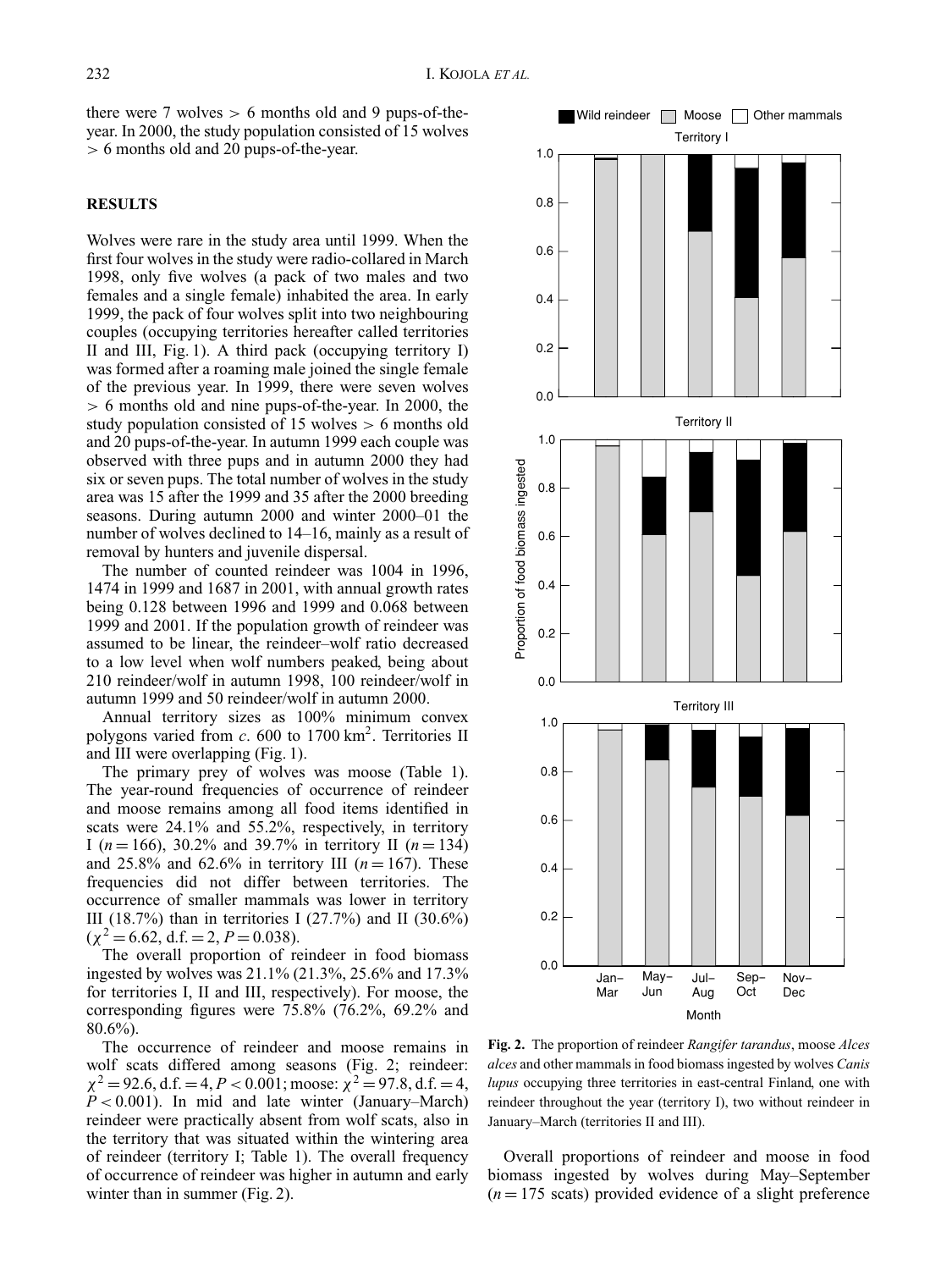there were 7 wolves > 6 months old and 9 pups-of-the-year. In 2000, the study population consisted of 15 wolves > 6 months old and 20 pups-of-the-year.

## RESULTS

Wolves were rare in the study area until 1999. When the first four wolves in the study were radio-collared in March 1998, only five wolves (a pack of two males and two females and a single female) inhabited the area. In early 1999, the pack of four wolves split into two neighbouring couples (occupying territories hereafter called territories II and III, Fig. 1). A third pack (occupying territory I) was formed after a roaming male joined the single female of the previous year. In 1999, there were seven wolves > 6 months old and nine pups-of-the-year. In 2000, the study population consisted of 15 wolves > 6 months old and 20 pups-of-the-year. In autumn 1999 each couple was observed with three pups and in autumn 2000 they had six or seven pups. The total number of wolves in the study area was 15 after the 1999 and 35 after the 2000 breeding seasons. During autumn 2000 and winter 2000–01 the number of wolves declined to 14–16, mainly as a result of removal by hunters and juvenile dispersal.

The number of counted reindeer was 1004 in 1996, 1474 in 1999 and 1687 in 2001, with annual growth rates being 0.128 between 1996 and 1999 and 0.068 between 1999 and 2001. If the population growth of reindeer was assumed to be linear, the reindeer–wolf ratio decreased to a low level when wolf numbers peaked, being about 210 reindeer/wolf in autumn 1998, 100 reindeer/wolf in autumn 1999 and 50 reindeer/wolf in autumn 2000.

Annual territory sizes as 100% minimum convex polygons varied from *c.* 600 to 1700 km$^2$. Territories II and III were overlapping (Fig. 1).

The primary prey of wolves was moose (Table 1). The year-round frequencies of occurrence of reindeer and moose remains among all food items identified in scats were 24.1% and 55.2%, respectively, in territory I ($n = 166$), 30.2% and 39.7% in territory II ($n = 134$) and 25.8% and 62.6% in territory III ($n = 167$). These frequencies did not differ between territories. The occurrence of smaller mammals was lower in territory III (18.7%) than in territories I (27.7%) and II (30.6%) ($\chi^2 = 6.62$, d.f. = 2, $P = 0.038$).

The overall proportion of reindeer in food biomass ingested by wolves was 21.1% (21.3%, 25.6% and 17.3% for territories I, II and III, respectively). For moose, the corresponding figures were 75.8% (76.2%, 69.2% and 80.6%).

The occurrence of reindeer and moose remains in wolf scats differed among seasons (Fig. 2; reindeer: $\chi^2 = 92.6$, d.f. = 4, $P < 0.001$; moose: $\chi^2 = 97.8$, d.f. = 4, $P < 0.001$). In mid and late winter (January–March) reindeer were practically absent from wolf scats, also in the territory that was situated within the wintering area of reindeer (territory I; Table 1). The overall frequency of occurrence of reindeer was higher in autumn and early winter than in summer (Fig. 2).

**Fig. 2.** The proportion of reindeer *Rangifer tarandus*, moose *Alces alces* and other mammals in food biomass ingested by wolves *Canis lupus* occupying three territories in east-central Finland, one with reindeer throughout the year (territory I), two without reindeer in January–March (territories II and III).

Overall proportions of reindeer and moose in food biomass ingested by wolves during May–September ($n = 175$ scats) provided evidence of a slight preference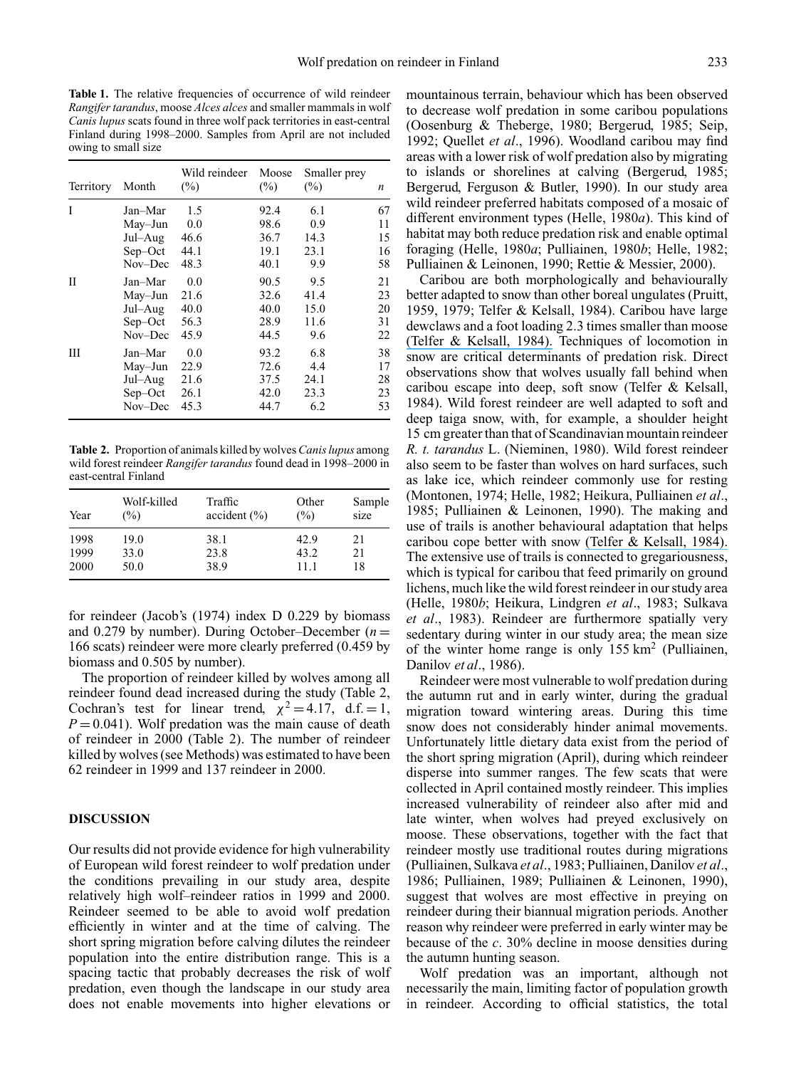**Table 1.** The relative frequencies of occurrence of wild reindeer *Rangifer tarandus*, moose *Alces alces* and smaller mammals in wolf *Canis lupus* scats found in three wolf pack territories in east-central Finland during 1998–2000. Samples from April are not included owing to small size

| Territory | Month | Wild reindeer (%) | Moose (%) | Smaller prey (%) | *n* |
|---|---|---|---|---|---|
| I | Jan–Mar | 1.5 | 92.4 | 6.1 | 67 |
| | May–Jun | 0.0 | 98.6 | 0.9 | 11 |
| | Jul–Aug | 46.6 | 36.7 | 14.3 | 15 |
| | Sep–Oct | 44.1 | 19.1 | 23.1 | 16 |
| | Nov–Dec | 48.3 | 40.1 | 9.9 | 58 |
| II | Jan–Mar | 0.0 | 90.5 | 9.5 | 21 |
| | May–Jun | 21.6 | 32.6 | 41.4 | 23 |
| | Jul–Aug | 40.0 | 40.0 | 15.0 | 20 |
| | Sep–Oct | 56.3 | 28.9 | 11.6 | 31 |
| | Nov–Dec | 45.9 | 44.5 | 9.6 | 22 |
| III | Jan–Mar | 0.0 | 93.2 | 6.8 | 38 |
| | May–Jun | 22.9 | 72.6 | 4.4 | 17 |
| | Jul–Aug | 21.6 | 37.5 | 24.1 | 28 |
| | Sep–Oct | 26.1 | 42.0 | 23.3 | 23 |
| | Nov–Dec | 45.3 | 44.7 | 6.2 | 53 |

**Table 2.** Proportion of animals killed by wolves *Canis lupus* among wild forest reindeer *Rangifer tarandus* found dead in 1998–2000 in east-central Finland

| Year | Wolf-killed (%) | Traffic accident (%) | Other (%) | Sample size |
|---|---|---|---|---|
| 1998 | 19.0 | 38.1 | 42.9 | 21 |
| 1999 | 33.0 | 23.8 | 43.2 | 21 |
| 2000 | 50.0 | 38.9 | 11.1 | 18 |

for reindeer (Jacob's (1974) index D 0.229 by biomass and 0.279 by number). During October–December ($n = 166$ scats) reindeer were more clearly preferred (0.459 by biomass and 0.505 by number).

The proportion of reindeer killed by wolves among all reindeer found dead increased during the study (Table 2, Cochran's test for linear trend, $\chi^2 = 4.17$, d.f. $= 1$, $P = 0.041$). Wolf predation was the main cause of death of reindeer in 2000 (Table 2). The number of reindeer killed by wolves (see Methods) was estimated to have been 62 reindeer in 1999 and 137 reindeer in 2000.

## DISCUSSION

Our results did not provide evidence for high vulnerability of European wild forest reindeer to wolf predation under the conditions prevailing in our study area, despite relatively high wolf–reindeer ratios in 1999 and 2000. Reindeer seemed to be able to avoid wolf predation efficiently in winter and at the time of calving. The short spring migration before calving dilutes the reindeer population into the entire distribution range. This is a spacing tactic that probably decreases the risk of wolf predation, even though the landscape in our study area does not enable movements into higher elevations or mountainous terrain, behaviour which has been observed to decrease wolf predation in some caribou populations (Oosenburg & Theberge, 1980; Bergerud, 1985; Seip, 1992; Quellet *et al*., 1996). Woodland caribou may find areas with a lower risk of wolf predation also by migrating to islands or shorelines at calving (Bergerud, 1985; Bergerud, Ferguson & Butler, 1990). In our study area wild reindeer preferred habitats composed of a mosaic of different environment types (Helle, 1980*a*). This kind of habitat may both reduce predation risk and enable optimal foraging (Helle, 1980*a*; Pulliainen, 1980*b*; Helle, 1982; Pulliainen & Leinonen, 1990; Rettie & Messier, 2000).

Caribou are both morphologically and behaviourally better adapted to snow than other boreal ungulates (Pruitt, 1959, 1979; Telfer & Kelsall, 1984). Caribou have large dewclaws and a foot loading 2.3 times smaller than moose (Telfer & Kelsall, 1984). Techniques of locomotion in snow are critical determinants of predation risk. Direct observations show that wolves usually fall behind when caribou escape into deep, soft snow (Telfer & Kelsall, 1984). Wild forest reindeer are well adapted to soft and deep taiga snow, with, for example, a shoulder height 15 cm greater than that of Scandinavian mountain reindeer *R. t. tarandus* L. (Nieminen, 1980). Wild forest reindeer also seem to be faster than wolves on hard surfaces, such as lake ice, which reindeer commonly use for resting (Montonen, 1974; Helle, 1982; Heikura, Pulliainen *et al*., 1985; Pulliainen & Leinonen, 1990). The making and use of trails is another behavioural adaptation that helps caribou cope better with snow (Telfer & Kelsall, 1984). The extensive use of trails is connected to gregariousness, which is typical for caribou that feed primarily on ground lichens, much like the wild forest reindeer in our study area (Helle, 1980*b*; Heikura, Lindgren *et al*., 1983; Sulkava *et al*., 1983). Reindeer are furthermore spatially very sedentary during winter in our study area; the mean size of the winter home range is only 155 $km^2$ (Pulliainen, Danilov *et al*., 1986).

Reindeer were most vulnerable to wolf predation during the autumn rut and in early winter, during the gradual migration toward wintering areas. During this time snow does not considerably hinder animal movements. Unfortunately little dietary data exist from the period of the short spring migration (April), during which reindeer disperse into summer ranges. The few scats that were collected in April contained mostly reindeer. This implies increased vulnerability of reindeer also after mid and late winter, when wolves had preyed exclusively on moose. These observations, together with the fact that reindeer mostly use traditional routes during migrations (Pulliainen, Sulkava *et al*., 1983; Pulliainen, Danilov *et al*., 1986; Pulliainen, 1989; Pulliainen & Leinonen, 1990), suggest that wolves are most effective in preying on reindeer during their biannual migration periods. Another reason why reindeer were preferred in early winter may be because of the *c*. 30% decline in moose densities during the autumn hunting season.

Wolf predation was an important, although not necessarily the main, limiting factor of population growth in reindeer. According to official statistics, the total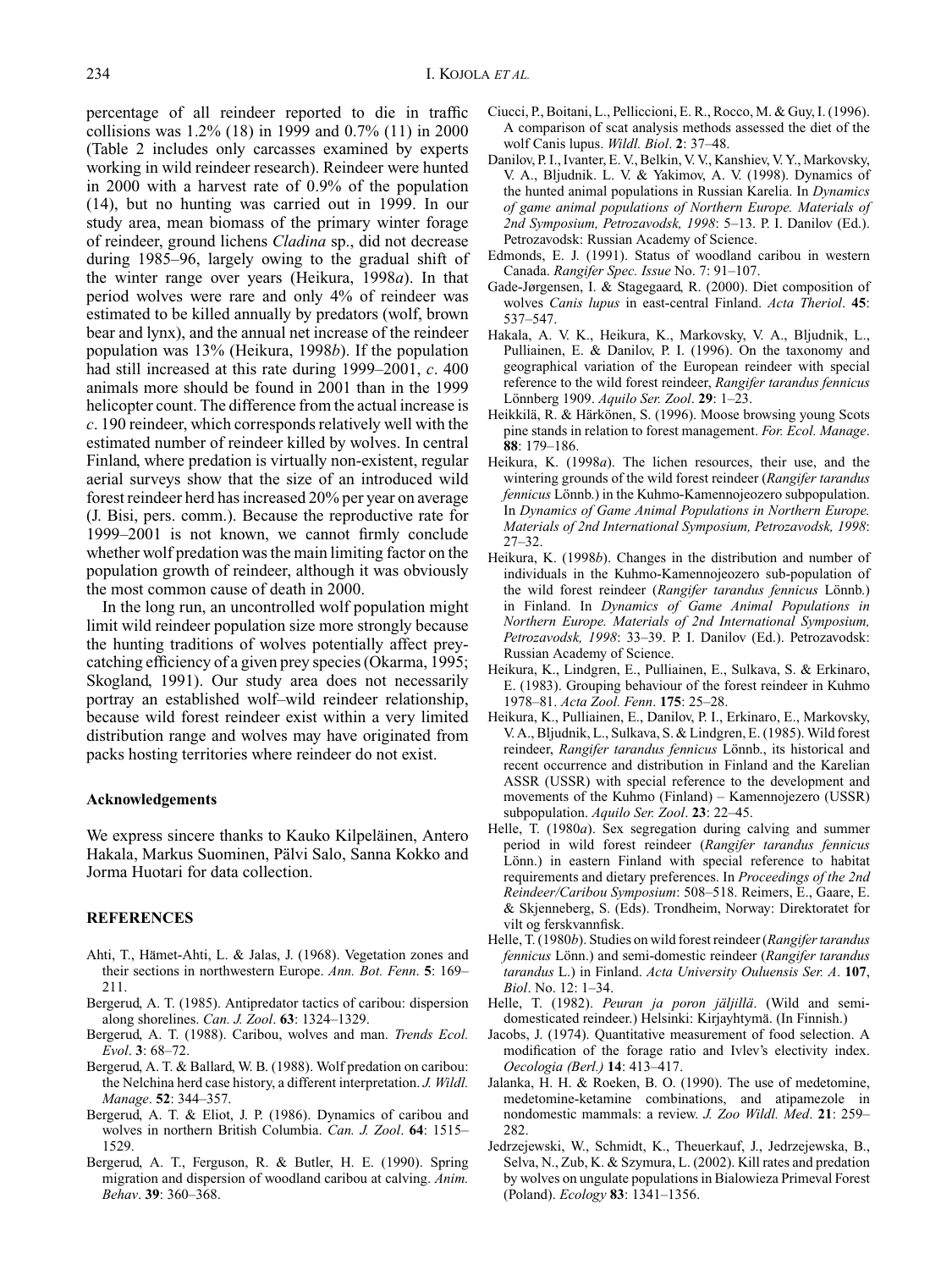percentage of all reindeer reported to die in traffic collisions was 1.2% (18) in 1999 and 0.7% (11) in 2000 (Table 2 includes only carcasses examined by experts working in wild reindeer research). Reindeer were hunted in 2000 with a harvest rate of 0.9% of the population (14), but no hunting was carried out in 1999. In our study area, mean biomass of the primary winter forage of reindeer, ground lichens *Cladina* sp., did not decrease during 1985–96, largely owing to the gradual shift of the winter range over years (Heikura, 1998*a*). In that period wolves were rare and only 4% of reindeer was estimated to be killed annually by predators (wolf, brown bear and lynx), and the annual net increase of the reindeer population was 13% (Heikura, 1998*b*). If the population had still increased at this rate during 1999–2001, *c*. 400 animals more should be found in 2001 than in the 1999 helicopter count. The difference from the actual increase is *c*. 190 reindeer, which corresponds relatively well with the estimated number of reindeer killed by wolves. In central Finland, where predation is virtually non-existent, regular aerial surveys show that the size of an introduced wild forest reindeer herd has increased 20% per year on average (J. Bisi, pers. comm.). Because the reproductive rate for 1999–2001 is not known, we cannot firmly conclude whether wolf predation was the main limiting factor on the population growth of reindeer, although it was obviously the most common cause of death in 2000.

In the long run, an uncontrolled wolf population might limit wild reindeer population size more strongly because the hunting traditions of wolves potentially affect prey-catching efficiency of a given prey species (Okarma, 1995; Skogland, 1991). Our study area does not necessarily portray an established wolf–wild reindeer relationship, because wild forest reindeer exist within a very limited distribution range and wolves may have originated from packs hosting territories where reindeer do not exist.

### Acknowledgements

We express sincere thanks to Kauko Kilpeläinen, Antero Hakala, Markus Suominen, Pälvi Salo, Sanna Kokko and Jorma Huotari for data collection.

### REFERENCES

Ahti, T., Hämet-Ahti, L. & Jalas, J. (1968). Vegetation zones and their sections in northwestern Europe. *Ann. Bot. Fenn*. **5**: 169–211.

Bergerud, A. T. (1985). Antipredator tactics of caribou: dispersion along shorelines. *Can. J. Zool*. **63**: 1324–1329.

Bergerud, A. T. (1988). Caribou, wolves and man. *Trends Ecol. Evol*. **3**: 68–72.

Bergerud, A. T. & Ballard, W. B. (1988). Wolf predation on caribou: the Nelchina herd case history, a different interpretation. *J. Wildl. Manage*. **52**: 344–357.

Bergerud, A. T. & Eliot, J. P. (1986). Dynamics of caribou and wolves in northern British Columbia. *Can. J. Zool*. **64**: 1515–1529.

Bergerud, A. T., Ferguson, R. & Butler, H. E. (1990). Spring migration and dispersion of woodland caribou at calving. *Anim. Behav*. **39**: 360–368.

Ciucci, P., Boitani, L., Pelliccioni, E. R., Rocco, M. & Guy, I. (1996). A comparison of scat analysis methods assessed the diet of the wolf Canis lupus. *Wildl. Biol*. **2**: 37–48.

Danilov, P. I., Ivanter, E. V., Belkin, V. V., Kanshiev, V. Y., Markovsky, V. A., Bljudnik. L. V. & Yakimov, A. V. (1998). Dynamics of the hunted animal populations in Russian Karelia. In *Dynamics of game animal populations of Northern Europe. Materials of 2nd Symposium, Petrozavodsk, 1998*: 5–13. P. I. Danilov (Ed.). Petrozavodsk: Russian Academy of Science.

Edmonds, E. J. (1991). Status of woodland caribou in western Canada. *Rangifer Spec. Issue* No. 7: 91–107.

Gade-Jørgensen, I. & Stagegaard, R. (2000). Diet composition of wolves *Canis lupus* in east-central Finland. *Acta Theriol*. **45**: 537–547.

Hakala, A. V. K., Heikura, K., Markovsky, V. A., Bljudnik, L., Pulliainen, E. & Danilov, P. I. (1996). On the taxonomy and geographical variation of the European reindeer with special reference to the wild forest reindeer, *Rangifer tarandus fennicus* Lönnberg 1909. *Aquilo Ser. Zool*. **29**: 1–23.

Heikkilä, R. & Härkönen, S. (1996). Moose browsing young Scots pine stands in relation to forest management. *For. Ecol. Manage*. **88**: 179–186.

Heikura, K. (1998*a*). The lichen resources, their use, and the wintering grounds of the wild forest reindeer (*Rangifer tarandus fennicus* Lönnb.) in the Kuhmo-Kamennojeozero subpopulation. In *Dynamics of Game Animal Populations in Northern Europe. Materials of 2nd International Symposium, Petrozavodsk, 1998*: 27–32.

Heikura, K. (1998*b*). Changes in the distribution and number of individuals in the Kuhmo-Kamennojeozero sub-population of the wild forest reindeer (*Rangifer tarandus fennicus* Lönnb.) in Finland. In *Dynamics of Game Animal Populations in Northern Europe. Materials of 2nd International Symposium, Petrozavodsk, 1998*: 33–39. P. I. Danilov (Ed.). Petrozavodsk: Russian Academy of Science.

Heikura, K., Lindgren, E., Pulliainen, E., Sulkava, S. & Erkinaro, E. (1983). Grouping behaviour of the forest reindeer in Kuhmo 1978–81. *Acta Zool. Fenn*. **175**: 25–28.

Heikura, K., Pulliainen, E., Danilov, P. I., Erkinaro, E., Markovsky, V. A., Bljudnik, L., Sulkava, S. & Lindgren, E. (1985). Wild forest reindeer, *Rangifer tarandus fennicus* Lönnb., its historical and recent occurrence and distribution in Finland and the Karelian ASSR (USSR) with special reference to the development and movements of the Kuhmo (Finland) – Kamennojezero (USSR) subpopulation. *Aquilo Ser. Zool*. **23**: 22–45.

Helle, T. (1980*a*). Sex segregation during calving and summer period in wild forest reindeer (*Rangifer tarandus fennicus* Lönn.) in eastern Finland with special reference to habitat requirements and dietary preferences. In *Proceedings of the 2nd Reindeer/Caribou Symposium*: 508–518. Reimers, E., Gaare, E. & Skjenneberg, S. (Eds). Trondheim, Norway: Direktoratet for vilt og ferskvannfisk.

Helle, T. (1980*b*). Studies on wild forest reindeer (*Rangifer tarandus fennicus* Lönn.) and semi-domestic reindeer (*Rangifer tarandus tarandus* L.) in Finland. *Acta University Ouluensis Ser. A*. **107**, *Biol*. No. 12: 1–34.

Helle, T. (1982). *Peuran ja poron jäljillä*. (Wild and semi-domesticated reindeer.) Helsinki: Kirjayhtymä. (In Finnish.)

Jacobs, J. (1974). Quantitative measurement of food selection. A modification of the forage ratio and Ivlev's electivity index. *Oecologia (Berl.)* **14**: 413–417.

Jalanka, H. H. & Roeken, B. O. (1990). The use of medetomine, medetomine-ketamine combinations, and atipamezole in nondomestic mammals: a review. *J. Zoo Wildl. Med*. **21**: 259–282.

Jedrzejewski, W., Schmidt, K., Theuerkauf, J., Jedrzejewska, B., Selva, N., Zub, K. & Szymura, L. (2002). Kill rates and predation by wolves on ungulate populations in Bialowieza Primeval Forest (Poland). *Ecology* **83**: 1341–1356.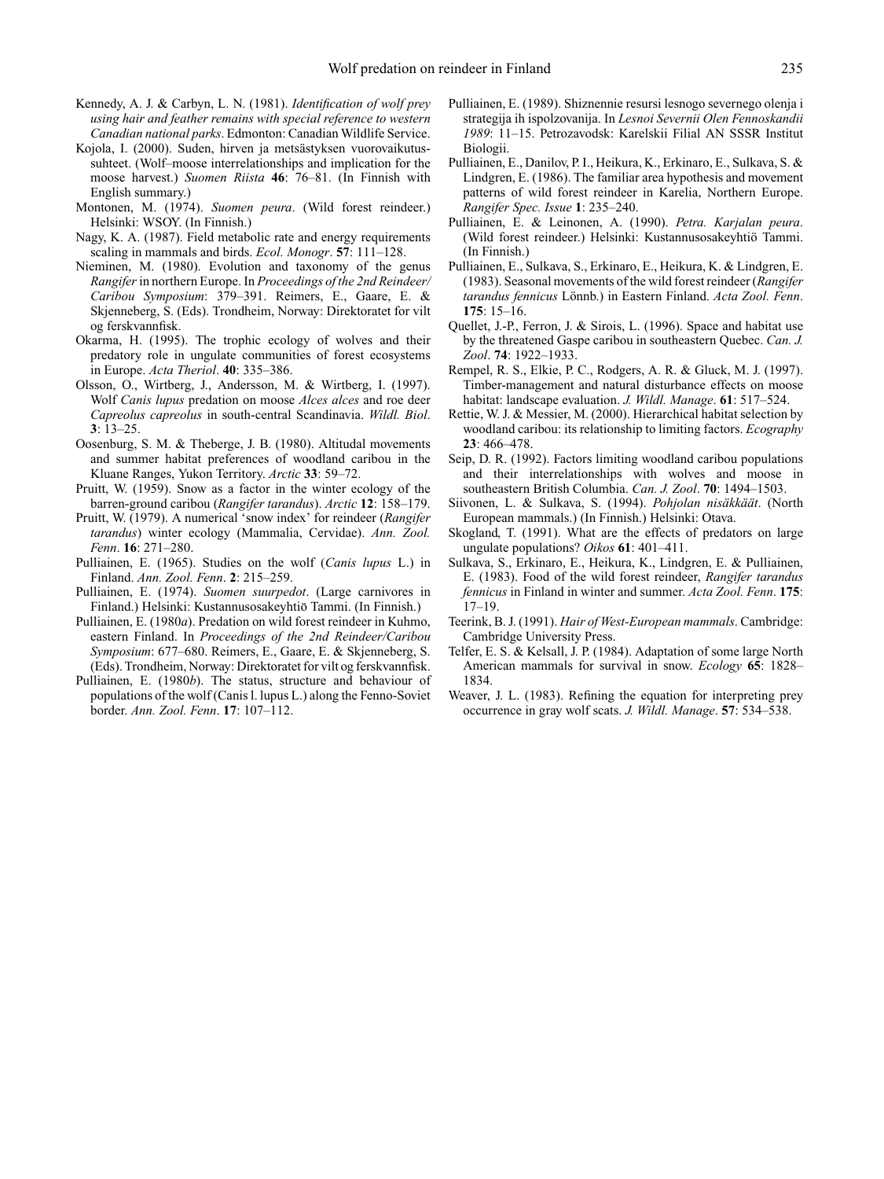Kennedy, A. J. & Carbyn, L. N. (1981). *Identification of wolf prey using hair and feather remains with special reference to western Canadian national parks*. Edmonton: Canadian Wildlife Service.

Kojola, I. (2000). Suden, hirven ja metsästyksen vuorovaikutus-suhteet. (Wolf–moose interrelationships and implication for the moose harvest.) *Suomen Riista* **46**: 76–81. (In Finnish with English summary.)

Montonen, M. (1974). *Suomen peura*. (Wild forest reindeer.) Helsinki: WSOY. (In Finnish.)

Nagy, K. A. (1987). Field metabolic rate and energy requirements scaling in mammals and birds. *Ecol. Monogr*. **57**: 111–128.

Nieminen, M. (1980). Evolution and taxonomy of the genus *Rangifer* in northern Europe. In *Proceedings of the 2nd Reindeer/Caribou Symposium*: 379–391. Reimers, E., Gaare, E. & Skjenneberg, S. (Eds). Trondheim, Norway: Direktoratet for vilt og ferskvannfisk.

Okarma, H. (1995). The trophic ecology of wolves and their predatory role in ungulate communities of forest ecosystems in Europe. *Acta Theriol*. **40**: 335–386.

Olsson, O., Wirtberg, J., Andersson, M. & Wirtberg, I. (1997). Wolf *Canis lupus* predation on moose *Alces alces* and roe deer *Capreolus capreolus* in south-central Scandinavia. *Wildl. Biol*. **3**: 13–25.

Oosenburg, S. M. & Theberge, J. B. (1980). Altitudal movements and summer habitat preferences of woodland caribou in the Kluane Ranges, Yukon Territory. *Arctic* **33**: 59–72.

Pruitt, W. (1959). Snow as a factor in the winter ecology of the barren-ground caribou (*Rangifer tarandus*). *Arctic* **12**: 158–179.

Pruitt, W. (1979). A numerical 'snow index' for reindeer (*Rangifer tarandus*) winter ecology (Mammalia, Cervidae). *Ann. Zool. Fenn*. **16**: 271–280.

Pulliainen, E. (1965). Studies on the wolf (*Canis lupus* L.) in Finland. *Ann. Zool. Fenn*. **2**: 215–259.

Pulliainen, E. (1974). *Suomen suurpedot*. (Large carnivores in Finland.) Helsinki: Kustannusosakeyhtiö Tammi. (In Finnish.)

Pulliainen, E. (1980*a*). Predation on wild forest reindeer in Kuhmo, eastern Finland. In *Proceedings of the 2nd Reindeer/Caribou Symposium*: 677–680. Reimers, E., Gaare, E. & Skjenneberg, S. (Eds). Trondheim, Norway: Direktoratet for vilt og ferskvannfisk.

Pulliainen, E. (1980*b*). The status, structure and behaviour of populations of the wolf (Canis l. lupus L.) along the Fenno-Soviet border. *Ann. Zool. Fenn*. **17**: 107–112.

Pulliainen, E. (1989). Shiznennie resursi lesnogo severnego olenja i strategija ih ispolzovanija. In *Lesnoi Severnii Olen Fennoskandii 1989*: 11–15. Petrozavodsk: Karelskii Filial AN SSSR Institut Biologii.

Pulliainen, E., Danilov, P. I., Heikura, K., Erkinaro, E., Sulkava, S. & Lindgren, E. (1986). The familiar area hypothesis and movement patterns of wild forest reindeer in Karelia, Northern Europe. *Rangifer Spec. Issue* **1**: 235–240.

Pulliainen, E. & Leinonen, A. (1990). *Petra. Karjalan peura*. (Wild forest reindeer.) Helsinki: Kustannusosakeyhtiö Tammi. (In Finnish.)

Pulliainen, E., Sulkava, S., Erkinaro, E., Heikura, K. & Lindgren, E. (1983). Seasonal movements of the wild forest reindeer (*Rangifer tarandus fennicus* Lönnb.) in Eastern Finland. *Acta Zool. Fenn*. **175**: 15–16.

Quellet, J.-P., Ferron, J. & Sirois, L. (1996). Space and habitat use by the threatened Gaspe caribou in southeastern Quebec. *Can. J. Zool*. **74**: 1922–1933.

Rempel, R. S., Elkie, P. C., Rodgers, A. R. & Gluck, M. J. (1997). Timber-management and natural disturbance effects on moose habitat: landscape evaluation. *J. Wildl. Manage*. **61**: 517–524.

Rettie, W. J. & Messier, M. (2000). Hierarchical habitat selection by woodland caribou: its relationship to limiting factors. *Ecography* **23**: 466–478.

Seip, D. R. (1992). Factors limiting woodland caribou populations and their interrelationships with wolves and moose in southeastern British Columbia. *Can. J. Zool*. **70**: 1494–1503.

Siivonen, L. & Sulkava, S. (1994). *Pohjolan nisäkkäät*. (North European mammals.) (In Finnish.) Helsinki: Otava.

Skogland, T. (1991). What are the effects of predators on large ungulate populations? *Oikos* **61**: 401–411.

Sulkava, S., Erkinaro, E., Heikura, K., Lindgren, E. & Pulliainen, E. (1983). Food of the wild forest reindeer, *Rangifer tarandus fennicus* in Finland in winter and summer. *Acta Zool. Fenn*. **175**: 17–19.

Teerink, B. J. (1991). *Hair of West-European mammals*. Cambridge: Cambridge University Press.

Telfer, E. S. & Kelsall, J. P. (1984). Adaptation of some large North American mammals for survival in snow. *Ecology* **65**: 1828–1834.

Weaver, J. L. (1983). Refining the equation for interpreting prey occurrence in gray wolf scats. *J. Wildl. Manage*. **57**: 534–538.